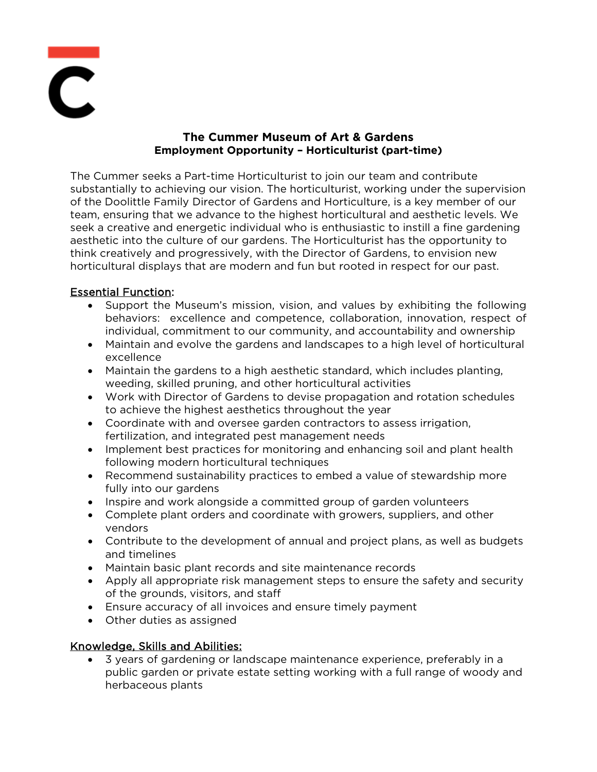# The Cummer Museum of Art & Gardens

## Employment Opportunity – Horticulturist (part-time)

The Cummer seeks a Part-time Horticulturist to join our team and contribute substantially to achieving our vision. The horticulturist, working under the supervision of the Doolittle Family Director of Gardens and Horticulture, is a key member of our team, ensuring that we advance to the highest horticultural and aesthetic levels. We seek a creative and energetic individual who is enthusiastic to instill a fine gardening aesthetic into the culture of our gardens. The Horticulturist has the opportunity to think creatively and progressively, with the Director of Gardens, to envision new horticultural displays that are modern and fun but rooted in respect for our past.

### Essential Function:

- Support the Museum's mission, vision, and values by exhibiting the following behaviors: excellence and competence, collaboration, innovation, respect of individual, commitment to our community, and accountability and ownership
- Maintain and evolve the gardens and landscapes to a high level of horticultural excellence
- Maintain the gardens to a high aesthetic standard, which includes planting, weeding, skilled pruning, and other horticultural activities
- Work with Director of Gardens to devise propagation and rotation schedules to achieve the highest aesthetics throughout the year
- Coordinate with and oversee garden contractors to assess irrigation, fertilization, and integrated pest management needs
- Implement best practices for monitoring and enhancing soil and plant health following modern horticultural techniques
- Recommend sustainability practices to embed a value of stewardship more fully into our gardens
- Inspire and work alongside a committed group of garden volunteers
- Complete plant orders and coordinate with growers, suppliers, and other vendors
- Contribute to the development of annual and project plans, as well as budgets and timelines
- Maintain basic plant records and site maintenance records
- Apply all appropriate risk management steps to ensure the safety and security of the grounds, visitors, and staff
- Ensure accuracy of all invoices and ensure timely payment
- Other duties as assigned

### Knowledge, Skills and Abilities:

- 3 years of gardening or landscape maintenance experience, preferably in a public garden or private estate setting working with a full range of woody and herbaceous plants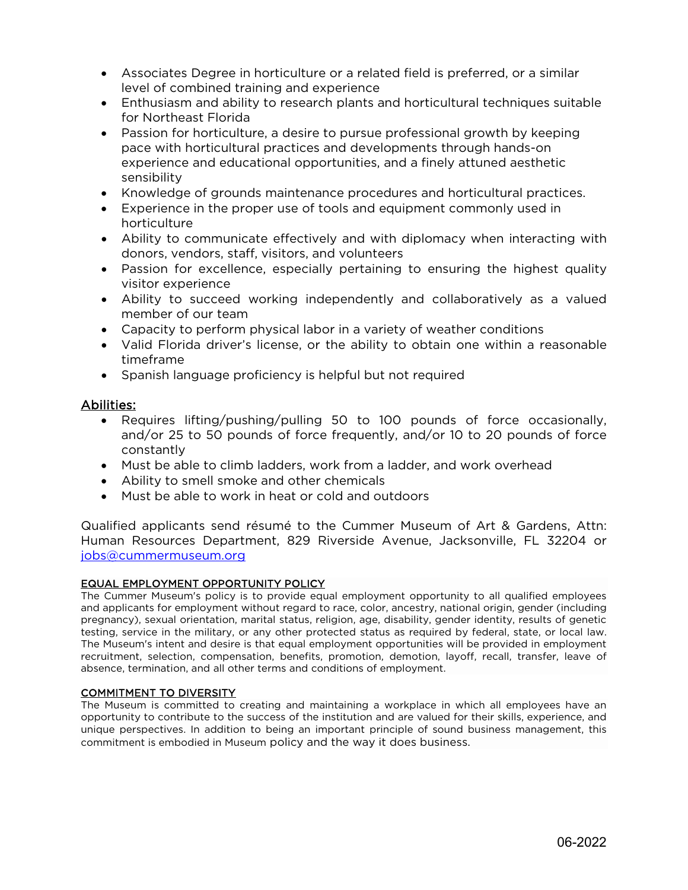- Associates Degree in horticulture or a related field is preferred, or a similar level of combined training and experience
- Enthusiasm and ability to research plants and horticultural techniques suitable for Northeast Florida
- Passion for horticulture, a desire to pursue professional growth by keeping pace with horticultural practices and developments through hands-on experience and educational opportunities, and a finely attuned aesthetic sensibility
- Knowledge of grounds maintenance procedures and horticultural practices.
- Experience in the proper use of tools and equipment commonly used in horticulture
- Ability to communicate effectively and with diplomacy when interacting with donors, vendors, staff, visitors, and volunteers
- Passion for excellence, especially pertaining to ensuring the highest quality visitor experience
- Ability to succeed working independently and collaboratively as a valued member of our team
- Capacity to perform physical labor in a variety of weather conditions
- Valid Florida driver's license, or the ability to obtain one within a reasonable timeframe
- Spanish language proficiency is helpful but not required

## Abilities:

- Requires lifting/pushing/pulling 50 to 100 pounds of force occasionally, and/or 25 to 50 pounds of force frequently, and/or 10 to 20 pounds of force constantly
- Must be able to climb ladders, work from a ladder, and work overhead
- Ability to smell smoke and other chemicals
- Must be able to work in heat or cold and outdoors

Qualified applicants send résumé to the Cummer Museum of Art & Gardens, Attn: Human Resources Department, 829 Riverside Avenue, Jacksonville, FL 32204 or jobs@cummermuseum.org

### EQUAL EMPLOYMENT OPPORTUNITY POLICY

The Cummer Museum's policy is to provide equal employment opportunity to all qualified employees and applicants for employment without regard to race, color, ancestry, national origin, gender (including pregnancy), sexual orientation, marital status, religion, age, disability, gender identity, results of genetic testing, service in the military, or any other protected status as required by federal, state, or local law. The Museum's intent and desire is that equal employment opportunities will be provided in employment recruitment, selection, compensation, benefits, promotion, demotion, layoff, recall, transfer, leave of absence, termination, and all other terms and conditions of employment.

### COMMITMENT TO DIVERSITY

The Museum is committed to creating and maintaining a workplace in which all employees have an opportunity to contribute to the success of the institution and are valued for their skills, experience, and unique perspectives. In addition to being an important principle of sound business management, this commitment is embodied in Museum policy and the way it does business.

06-2022